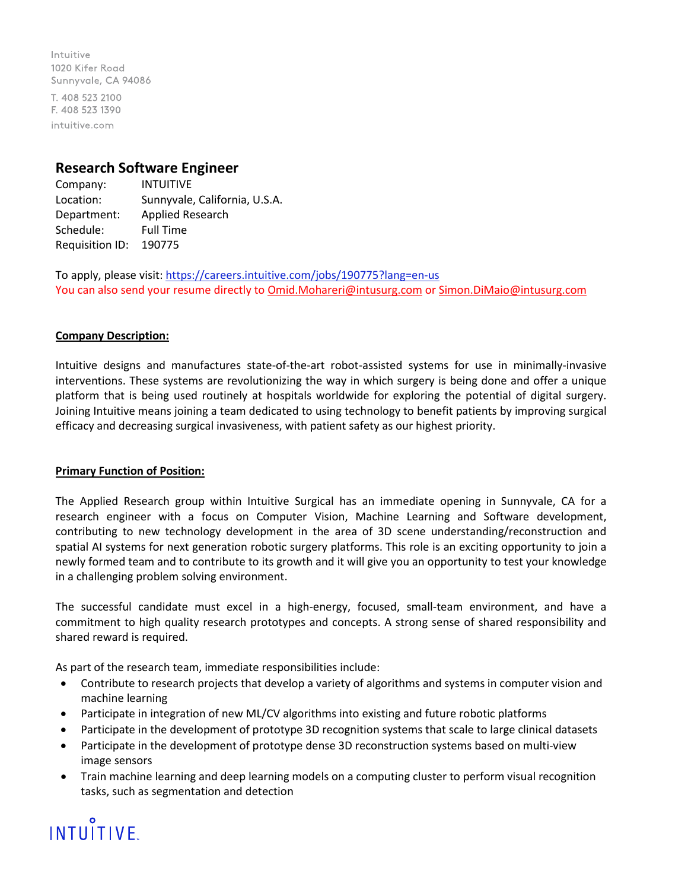Intuitive
1020 Kifer Road
Sunnyvale, CA 94086

T. 408 523 2100
F. 408 523 1390

intuitive.com

## Research Software Engineer

Company: INTUITIVE
Location: Sunnyvale, California, U.S.A.
Department: Applied Research
Schedule: Full Time
Requisition ID: 190775

To apply, please visit: https://careers.intuitive.com/jobs/190775?lang=en-us
You can also send your resume directly to Omid.Mohareri@intusurg.com or Simon.DiMaio@intusurg.com

**Company Description:**

Intuitive designs and manufactures state-of-the-art robot-assisted systems for use in minimally-invasive interventions. These systems are revolutionizing the way in which surgery is being done and offer a unique platform that is being used routinely at hospitals worldwide for exploring the potential of digital surgery. Joining Intuitive means joining a team dedicated to using technology to benefit patients by improving surgical efficacy and decreasing surgical invasiveness, with patient safety as our highest priority.

**Primary Function of Position:**

The Applied Research group within Intuitive Surgical has an immediate opening in Sunnyvale, CA for a research engineer with a focus on Computer Vision, Machine Learning and Software development, contributing to new technology development in the area of 3D scene understanding/reconstruction and spatial AI systems for next generation robotic surgery platforms. This role is an exciting opportunity to join a newly formed team and to contribute to its growth and it will give you an opportunity to test your knowledge in a challenging problem solving environment.

The successful candidate must excel in a high-energy, focused, small-team environment, and have a commitment to high quality research prototypes and concepts. A strong sense of shared responsibility and shared reward is required.

As part of the research team, immediate responsibilities include:

- Contribute to research projects that develop a variety of algorithms and systems in computer vision and machine learning
- Participate in integration of new ML/CV algorithms into existing and future robotic platforms
- Participate in the development of prototype 3D recognition systems that scale to large clinical datasets
- Participate in the development of prototype dense 3D reconstruction systems based on multi-view image sensors
- Train machine learning and deep learning models on a computing cluster to perform visual recognition tasks, such as segmentation and detection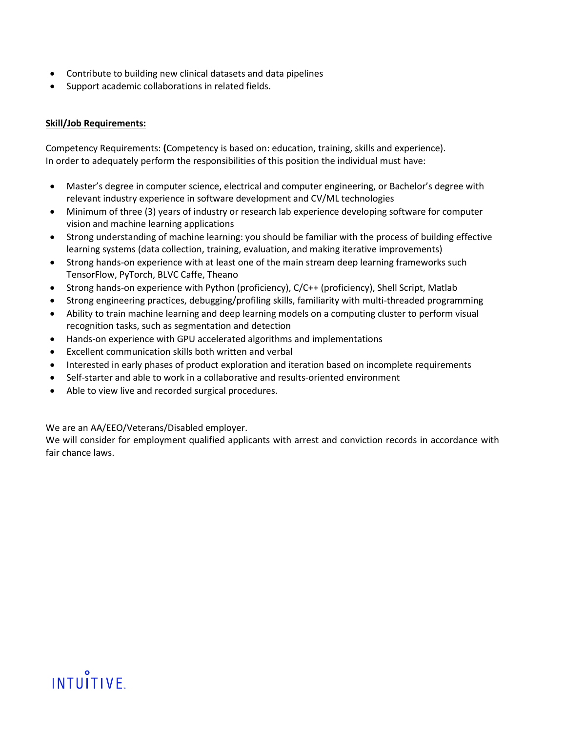- Contribute to building new clinical datasets and data pipelines
- Support academic collaborations in related fields.

**Skill/Job Requirements:**

Competency Requirements: **(**Competency is based on: education, training, skills and experience).
In order to adequately perform the responsibilities of this position the individual must have:

- Master's degree in computer science, electrical and computer engineering, or Bachelor's degree with relevant industry experience in software development and CV/ML technologies
- Minimum of three (3) years of industry or research lab experience developing software for computer vision and machine learning applications
- Strong understanding of machine learning: you should be familiar with the process of building effective learning systems (data collection, training, evaluation, and making iterative improvements)
- Strong hands-on experience with at least one of the main stream deep learning frameworks such TensorFlow, PyTorch, BLVC Caffe, Theano
- Strong hands-on experience with Python (proficiency), C/C++ (proficiency), Shell Script, Matlab
- Strong engineering practices, debugging/profiling skills, familiarity with multi-threaded programming
- Ability to train machine learning and deep learning models on a computing cluster to perform visual recognition tasks, such as segmentation and detection
- Hands-on experience with GPU accelerated algorithms and implementations
- Excellent communication skills both written and verbal
- Interested in early phases of product exploration and iteration based on incomplete requirements
- Self-starter and able to work in a collaborative and results-oriented environment
- Able to view live and recorded surgical procedures.

We are an AA/EEO/Veterans/Disabled employer.
We will consider for employment qualified applicants with arrest and conviction records in accordance with fair chance laws.